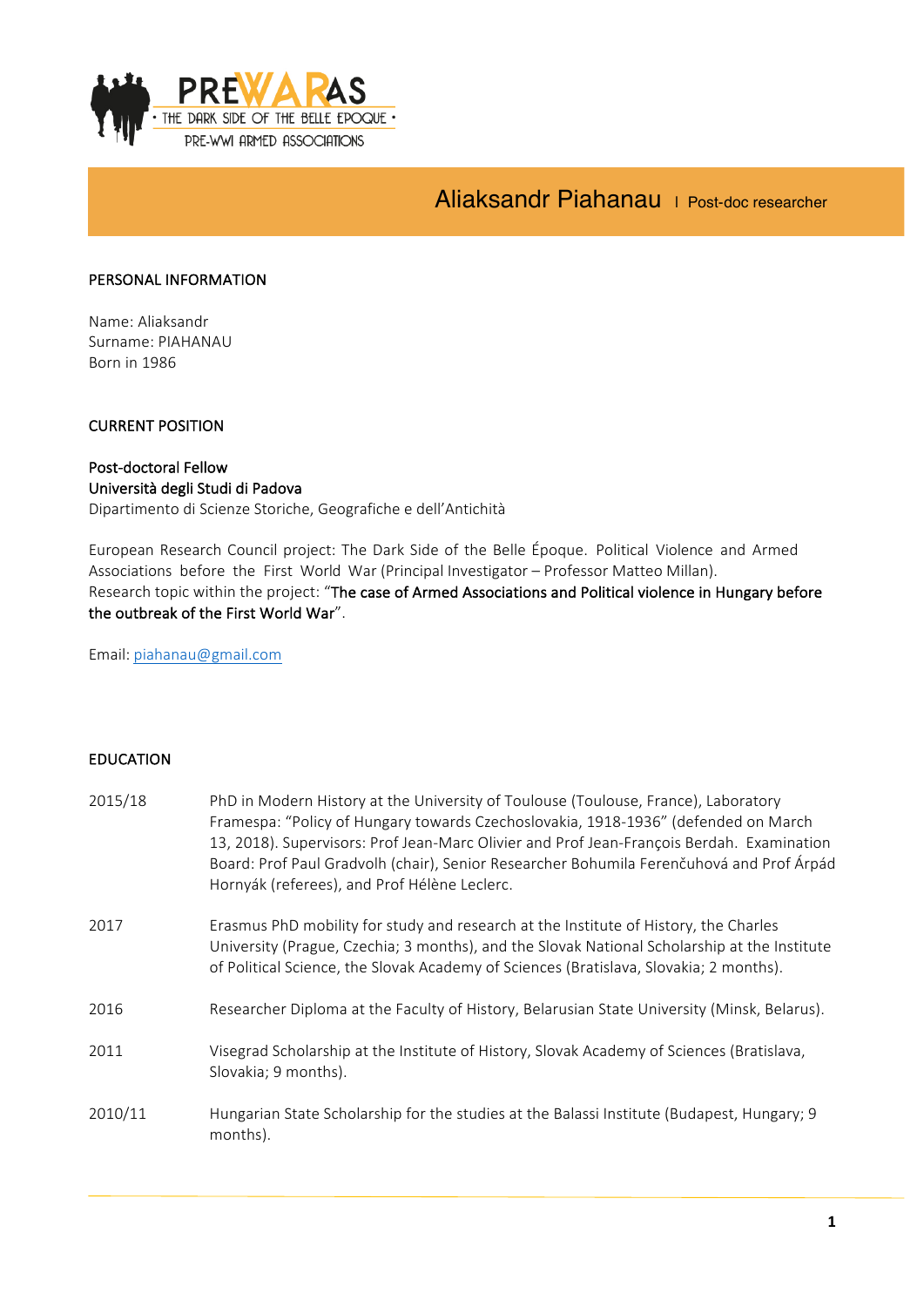PREWARAS
· THE DARK SIDE OF THE BELLE EPOQUE ·
PRE-WWI ARMED ASSOCIATIONS

# Aliaksandr Piahanau | Post-doc researcher

## PERSONAL INFORMATION

Name: Aliaksandr
Surname: PIAHANAU
Born in 1986

## CURRENT POSITION

Post-doctoral Fellow
Università degli Studi di Padova
Dipartimento di Scienze Storiche, Geografiche e dell'Antichità

European Research Council project: The Dark Side of the Belle Époque. Political Violence and Armed Associations before the First World War (Principal Investigator – Professor Matteo Millan).
Research topic within the project: "The case of Armed Associations and Political violence in Hungary before the outbreak of the First World War".

Email: piahanau@gmail.com

## EDUCATION

| | |
|---|---|
| 2015/18 | PhD in Modern History at the University of Toulouse (Toulouse, France), Laboratory Framespa: "Policy of Hungary towards Czechoslovakia, 1918-1936" (defended on March 13, 2018). Supervisors: Prof Jean-Marc Olivier and Prof Jean-François Berdah. Examination Board: Prof Paul Gradvolh (chair), Senior Researcher Bohumila Ferenčuhová and Prof Árpád Hornyák (referees), and Prof Hélène Leclerc. |
| 2017 | Erasmus PhD mobility for study and research at the Institute of History, the Charles University (Prague, Czechia; 3 months), and the Slovak National Scholarship at the Institute of Political Science, the Slovak Academy of Sciences (Bratislava, Slovakia; 2 months). |
| 2016 | Researcher Diploma at the Faculty of History, Belarusian State University (Minsk, Belarus). |
| 2011 | Visegrad Scholarship at the Institute of History, Slovak Academy of Sciences (Bratislava, Slovakia; 9 months). |
| 2010/11 | Hungarian State Scholarship for the studies at the Balassi Institute (Budapest, Hungary; 9 months). |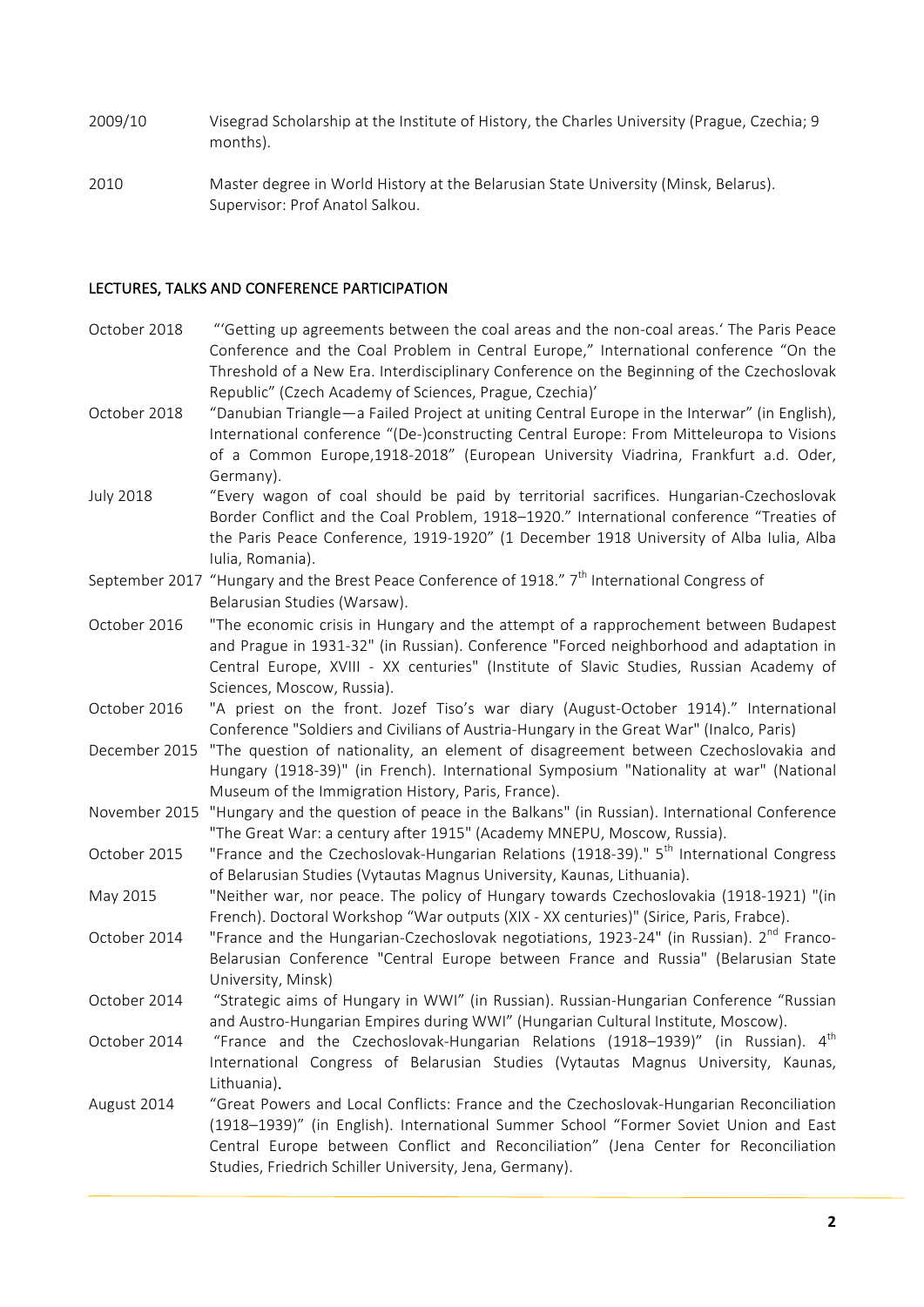2009/10 Visegrad Scholarship at the Institute of History, the Charles University (Prague, Czechia; 9 months).

2010 Master degree in World History at the Belarusian State University (Minsk, Belarus). Supervisor: Prof Anatol Salkou.

## LECTURES, TALKS AND CONFERENCE PARTICIPATION

October 2018 "'Getting up agreements between the coal areas and the non-coal areas.' The Paris Peace Conference and the Coal Problem in Central Europe," International conference "On the Threshold of a New Era. Interdisciplinary Conference on the Beginning of the Czechoslovak Republic" (Czech Academy of Sciences, Prague, Czechia)'

October 2018 "Danubian Triangle—a Failed Project at uniting Central Europe in the Interwar" (in English), International conference "(De-)constructing Central Europe: From Mitteleuropa to Visions of a Common Europe,1918-2018" (European University Viadrina, Frankfurt a.d. Oder, Germany).

July 2018 "Every wagon of coal should be paid by territorial sacrifices. Hungarian-Czechoslovak Border Conflict and the Coal Problem, 1918–1920." International conference "Treaties of the Paris Peace Conference, 1919-1920" (1 December 1918 University of Alba Iulia, Alba Iulia, Romania).

September 2017 "Hungary and the Brest Peace Conference of 1918." 7th International Congress of Belarusian Studies (Warsaw).

October 2016 "The economic crisis in Hungary and the attempt of a rapprochement between Budapest and Prague in 1931-32" (in Russian). Conference "Forced neighborhood and adaptation in Central Europe, XVIII - XX centuries" (Institute of Slavic Studies, Russian Academy of Sciences, Moscow, Russia).

October 2016 "A priest on the front. Jozef Tiso's war diary (August-October 1914)." International Conference "Soldiers and Civilians of Austria-Hungary in the Great War" (Inalco, Paris)

December 2015 "The question of nationality, an element of disagreement between Czechoslovakia and Hungary (1918-39)" (in French). International Symposium "Nationality at war" (National Museum of the Immigration History, Paris, France).

November 2015 "Hungary and the question of peace in the Balkans" (in Russian). International Conference "The Great War: a century after 1915" (Academy MNEPU, Moscow, Russia).

October 2015 "France and the Czechoslovak-Hungarian Relations (1918-39)." 5th International Congress of Belarusian Studies (Vytautas Magnus University, Kaunas, Lithuania).

May 2015 "Neither war, nor peace. The policy of Hungary towards Czechoslovakia (1918-1921) "(in French). Doctoral Workshop "War outputs (XIX - XX centuries)" (Sirice, Paris, Frabce).

October 2014 "France and the Hungarian-Czechoslovak negotiations, 1923-24" (in Russian). 2nd Franco-Belarusian Conference "Central Europe between France and Russia" (Belarusian State University, Minsk)

October 2014 "Strategic aims of Hungary in WWI" (in Russian). Russian-Hungarian Conference "Russian and Austro-Hungarian Empires during WWI" (Hungarian Cultural Institute, Moscow).

October 2014 "France and the Czechoslovak-Hungarian Relations (1918–1939)" (in Russian). 4th International Congress of Belarusian Studies (Vytautas Magnus University, Kaunas, Lithuania).

August 2014 "Great Powers and Local Conflicts: France and the Czechoslovak-Hungarian Reconciliation (1918–1939)" (in English). International Summer School "Former Soviet Union and East Central Europe between Conflict and Reconciliation" (Jena Center for Reconciliation Studies, Friedrich Schiller University, Jena, Germany).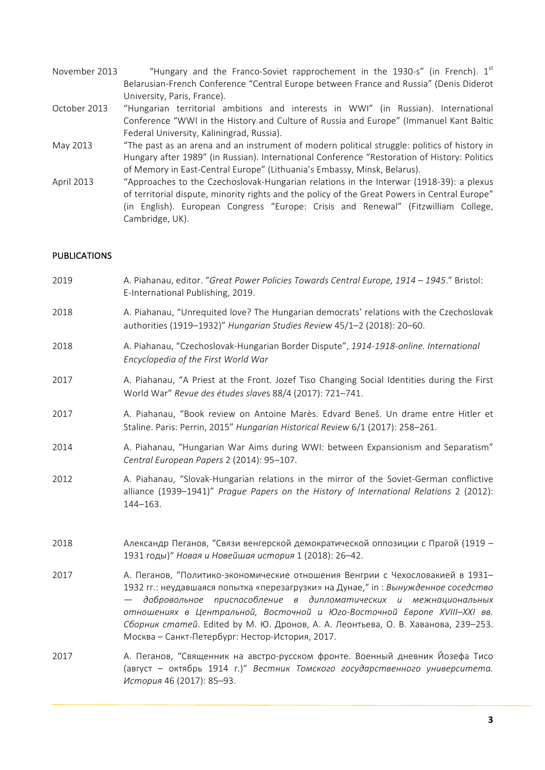November 2013 "Hungary and the Franco-Soviet rapprochement in the 1930-s" (in French). 1st Belarusian-French Conference "Central Europe between France and Russia" (Denis Diderot University, Paris, France).

October 2013 "Hungarian territorial ambitions and interests in WWI" (in Russian). International Conference "WWI in the History and Culture of Russia and Europe" (Immanuel Kant Baltic Federal University, Kaliningrad, Russia).

May 2013 "The past as an arena and an instrument of modern political struggle: politics of history in Hungary after 1989" (in Russian). International Conference "Restoration of History: Politics of Memory in East-Central Europe" (Lithuania's Embassy, Minsk, Belarus).

April 2013 "Approaches to the Czechoslovak-Hungarian relations in the Interwar (1918-39): a plexus of territorial dispute, minority rights and the policy of the Great Powers in Central Europe" (in English). European Congress "Europe: Crisis and Renewal" (Fitzwilliam College, Cambridge, UK).

## PUBLICATIONS

2019 A. Piahanau, editor. "*Great Power Policies Towards Central Europe, 1914 – 1945*." Bristol: E-International Publishing, 2019.

2018 A. Piahanau, "Unrequited love? The Hungarian democrats' relations with the Czechoslovak authorities (1919–1932)" *Hungarian Studies Review* 45/1–2 (2018): 20–60.

2018 A. Piahanau, "Czechoslovak-Hungarian Border Dispute", *1914-1918-online. International Encyclopedia of the First World War*

2017 A. Piahanau, "A Priest at the Front. Jozef Tiso Changing Social Identities during the First World War" *Revue des études slaves* 88/4 (2017): 721–741.

2017 A. Piahanau, "Book review on Antoine Marès. Edvard Beneš. Un drame entre Hitler et Staline. Paris: Perrin, 2015" *Hungarian Historical Review* 6/1 (2017): 258–261.

2014 A. Piahanau, "Hungarian War Aims during WWI: between Expansionism and Separatism" *Central European Papers* 2 (2014): 95–107.

2012 A. Piahanau, "Slovak-Hungarian relations in the mirror of the Soviet-German conflictive alliance (1939–1941)" *Prague Papers on the History of International Relations* 2 (2012): 144–163.

2018 Александр Пеганов, "Связи венгерской демократической оппозиции с Прагой (1919 – 1931 годы)" *Новая и Новейшая история* 1 (2018): 26–42.

2017 А. Пеганов, "Политико-экономические отношения Венгрии с Чехословакией в 1931–1932 гг.: неудавшаяся попытка «перезагрузки» на Дунае," in : *Вынужденное соседство — добровольное приспособление в дипломатических и межнациональных отношениях в Центральной, Восточной и Юго-Восточной Европе XVIII–XXI вв. Сборник статей*. Edited by М. Ю. Дронов, А. А. Леонтьева, О. В. Хаванова, 239–253. Москва – Санкт-Петербург: Нестор-История, 2017.

2017 А. Пеганов, "Священник на австро-русском фронте. Военный дневник Йозефа Тисо (август – октябрь 1914 г.)" *Вестник Томского государственного университета. История* 46 (2017): 85–93.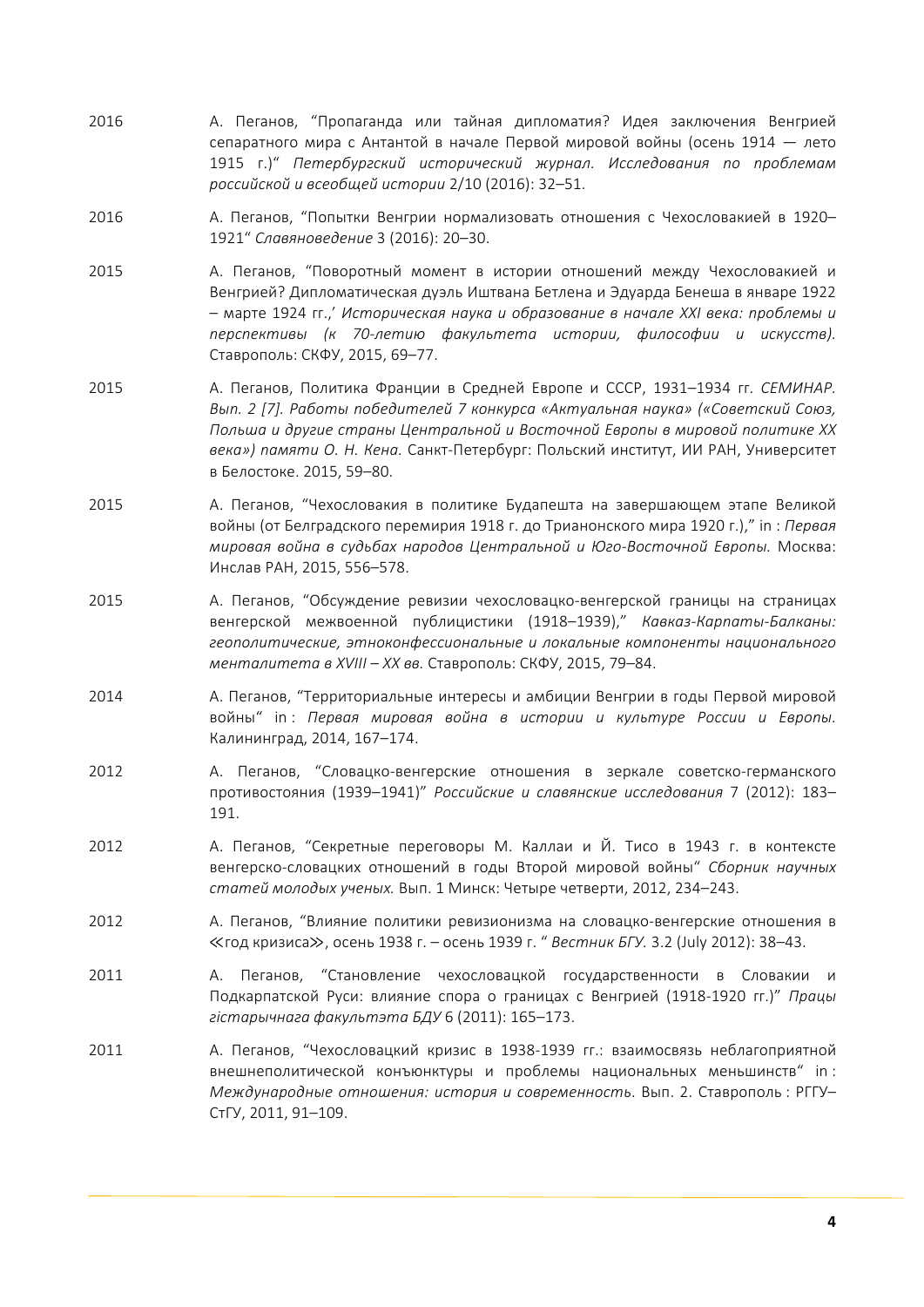2016 А. Пеганов, "Пропаганда или тайная дипломатия? Идея заключения Венгрией сепаратного мира с Антантой в начале Первой мировой войны (осень 1914 — лето 1915 г.)" *Петербургский исторический журнал. Исследования по проблемам российской и всеобщей истории* 2/10 (2016): 32–51.

2016 А. Пеганов, "Попытки Венгрии нормализовать отношения с Чехословакией в 1920–1921" *Славяноведение* 3 (2016): 20–30.

2015 А. Пеганов, "Поворотный момент в истории отношений между Чехословакией и Венгрией? Дипломатическая дуэль Иштвана Бетлена и Эдуарда Бенеша в январе 1922 – марте 1924 гг.,' *Историческая наука и образование в начале XXI века: проблемы и перспективы (к 70-летию факультета истории, философии и искусств).* Ставрополь: СКФУ, 2015, 69–77.

2015 А. Пеганов, Политика Франции в Средней Европе и СССР, 1931–1934 гг. *СЕМИНАР. Вып. 2 [7]. Работы победителей 7 конкурса «Актуальная наука» («Советский Союз, Польша и другие страны Центральной и Восточной Европы в мировой политике XX века») памяти О. Н. Кена.* Санкт-Петербург: Польский институт, ИИ РАН, Университет в Белостоке. 2015, 59–80.

2015 А. Пеганов, "Чехословакия в политике Будапешта на завершающем этапе Великой войны (от Белградского перемирия 1918 г. до Трианонского мира 1920 г.)," in : *Первая мировая война в судьбах народов Центральной и Юго-Восточной Европы.* Москва: Инслав РАН, 2015, 556–578.

2015 А. Пеганов, "Обсуждение ревизии чехословацко-венгерской границы на страницах венгерской межвоенной публицистики (1918–1939)," *Кавказ-Карпаты-Балканы: геополитические, этноконфессиональные и локальные компоненты национального менталитета в XVIII – XX вв.* Ставрополь: СКФУ, 2015, 79–84.

2014 А. Пеганов, "Территориальные интересы и амбиции Венгрии в годы Первой мировой войны" in : *Первая мировая война в истории и культуре России и Европы.* Калининград, 2014, 167–174.

2012 А. Пеганов, "Словацко-венгерские отношения в зеркале советско-германского противостояния (1939–1941)" *Российские и славянские исследования* 7 (2012): 183–191.

2012 А. Пеганов, "Секретные переговоры М. Каллаи и Й. Тисо в 1943 г. в контексте венгерско-словацких отношений в годы Второй мировой войны" *Сборник научных статей молодых ученых.* Вып. 1 Минск: Четыре четверти, 2012, 234–243.

2012 А. Пеганов, "Влияние политики ревизионизма на словацко-венгерские отношения в ≪год кризиса≫, осень 1938 г. – осень 1939 г. " *Вестник БГУ.* 3.2 (July 2012): 38–43.

2011 А. Пеганов, "Становление чехословацкой государственности в Словакии и Подкарпатской Руси: влияние спора о границах с Венгрией (1918-1920 гг.)" *Працы гістарычнага факультэта БДУ* 6 (2011): 165–173.

2011 А. Пеганов, "Чехословацкий кризис в 1938-1939 гг.: взаимосвязь неблагоприятной внешнеполитической конъюнктуры и проблемы национальных меньшинств" in : *Международные отношения: история и современность*. Вып. 2. Ставрополь : РГГУ–СтГУ, 2011, 91–109.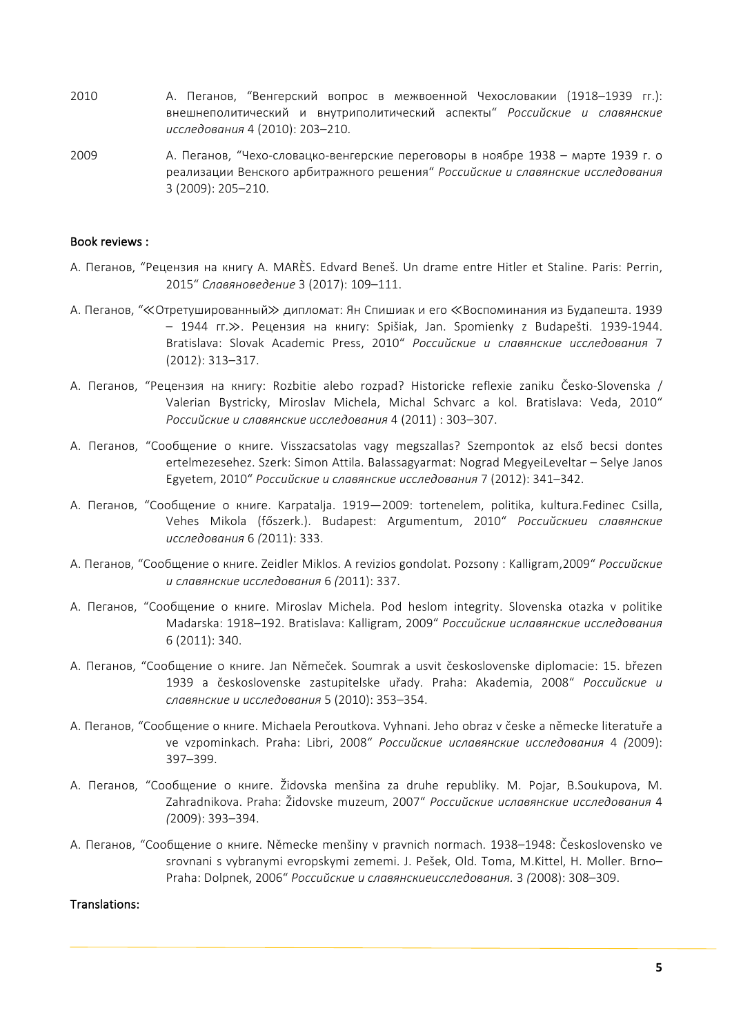2010 А. Пеганов, "Венгерский вопрос в межвоенной Чехословакии (1918–1939 гг.): внешнеполитический и внутриполитический аспекты" *Российские и славянские исследования* 4 (2010): 203–210.

2009 А. Пеганов, "Чехо-словацко-венгерские переговоры в ноябре 1938 – марте 1939 г. о реализации Венского арбитражного решения" *Российские и славянские исследования* 3 (2009): 205–210.

**Book reviews :**

А. Пеганов, "Рецензия на книгу A. MARÈS. Edvard Beneš. Un drame entre Hitler et Staline. Paris: Perrin, 2015" *Славяноведение* 3 (2017): 109–111.

А. Пеганов, "≪Отретушированный≫ дипломат: Ян Спишиак и его ≪Воспоминания из Будапешта. 1939 – 1944 гг.≫. Рецензия на книгу: Spišiak, Jan. Spomienky z Budapešti. 1939-1944. Bratislava: Slovak Academic Press, 2010" *Российские и славянские исследования* 7 (2012): 313–317.

А. Пеганов, "Рецензия на книгу: Rozbitie alebo rozpad? Historicke reflexie zaniku Česko-Slovenska / Valerian Bystricky, Miroslav Michela, Michal Schvarc a kol. Bratislava: Veda, 2010" *Российские и славянские исследования* 4 (2011) : 303–307.

А. Пеганов, "Сообщение о книге. Visszacsatolas vagy megszallas? Szempontok az első becsi dontes ertelmezesehez. Szerk: Simon Attila. Balassagyarmat: Nograd MegyeiLeveltar – Selye Janos Egyetem, 2010" *Российские и славянские исследования* 7 (2012): 341–342.

А. Пеганов, "Сообщение о книге. Karpatalja. 1919—2009: tortenelem, politika, kultura.Fedinec Csilla, Vehes Mikola (főszerk.). Budapest: Argumentum, 2010" *Российскиеи славянские исследования* 6 *(*2011): 333.

А. Пеганов, "Сообщение о книге. Zeidler Miklos. A revizios gondolat. Pozsony : Kalligram,2009" *Российские и славянские исследования* 6 *(*2011): 337.

А. Пеганов, "Сообщение о книге. Miroslav Michela. Pod heslom integrity. Slovenska otazka v politike Madarska: 1918–192. Bratislava: Kalligram, 2009" *Российские иславянские исследования* 6 (2011): 340.

А. Пеганов, "Сообщение о книге. Jan Němeček. Soumrak a usvit československe diplomacie: 15. březen 1939 a československe zastupitelske uřady. Praha: Akademia, 2008" *Российские и славянские и исследования* 5 (2010): 353–354.

А. Пеганов, "Сообщение о книге. Michaela Peroutkova. Vyhnani. Jeho obraz v česke a německe literatuře a ve vzpominkach. Praha: Libri, 2008" *Российские иславянские исследования* 4 *(*2009): 397–399.

А. Пеганов, "Сообщение о книге. Židovska menšina za druhe republiky. M. Pojar, B.Soukupova, M. Zahradnikova. Praha: Židovske muzeum, 2007" *Российские иславянские исследования* 4 *(*2009): 393–394.

А. Пеганов, "Сообщение о книге. Německe menšiny v pravnich normach. 1938–1948: Československo ve srovnani s vybranymi evropskymi zememi. J. Pešek, Old. Toma, M.Kittel, H. Moller. Brno–Praha: Dolpnek, 2006" *Российские и славянскиеисследования.* 3 *(*2008): 308–309.

**Translations:**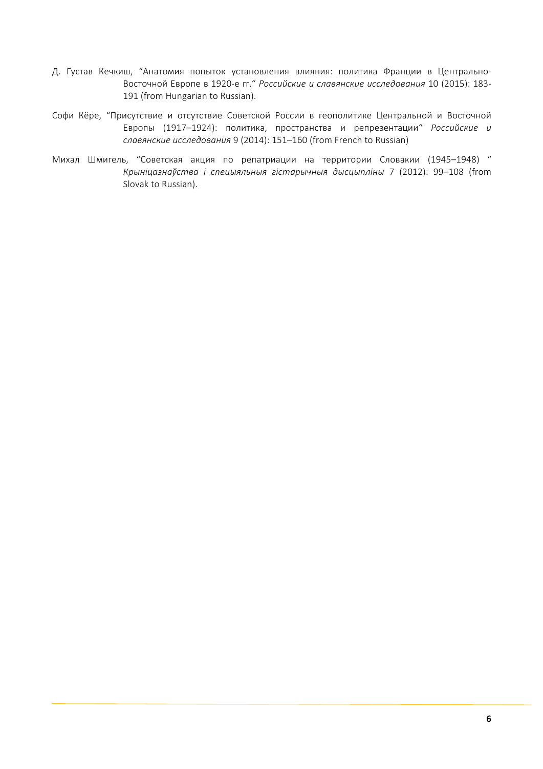Д. Густав Кечкиш, "Анатомия попыток установления влияния: политика Франции в Центрально-Восточной Европе в 1920-е гг." *Российские и славянские исследования* 10 (2015): 183-191 (from Hungarian to Russian).

Софи Кёре, "Присутствие и отсутствие Советской России в геополитике Центральной и Восточной Европы (1917–1924): политика, пространства и репрезентации" *Российские и славянские исследования* 9 (2014): 151–160 (from French to Russian)

Михал Шмигель, "Советская акция по репатриации на территории Словакии (1945–1948) " *Крыніцазнаўства і спецыяльныя гістарычныя дысцыпліны* 7 (2012): 99–108 (from Slovak to Russian).